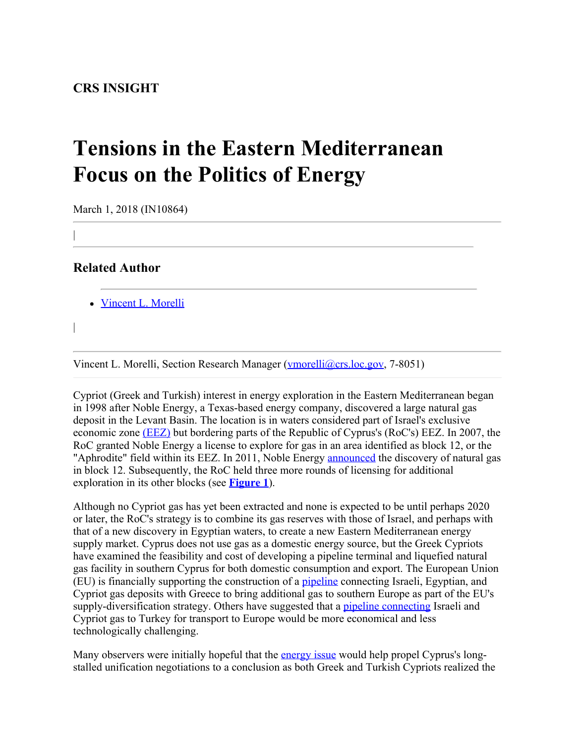**CRS INSIGHT**

# Tensions in the Eastern Mediterranean Focus on the Politics of Energy

March 1, 2018 (IN10864)

|

## Related Author

- Vincent L. Morelli

|

Vincent L. Morelli, Section Research Manager (vmorelli@crs.loc.gov, 7-8051)

Cypriot (Greek and Turkish) interest in energy exploration in the Eastern Mediterranean began in 1998 after Noble Energy, a Texas-based energy company, discovered a large natural gas deposit in the Levant Basin. The location is in waters considered part of Israel's exclusive economic zone (EEZ) but bordering parts of the Republic of Cyprus's (RoC's) EEZ. In 2007, the RoC granted Noble Energy a license to explore for gas in an area identified as block 12, or the "Aphrodite" field within its EEZ. In 2011, Noble Energy announced the discovery of natural gas in block 12. Subsequently, the RoC held three more rounds of licensing for additional exploration in its other blocks (see **Figure 1**).

Although no Cypriot gas has yet been extracted and none is expected to be until perhaps 2020 or later, the RoC's strategy is to combine its gas reserves with those of Israel, and perhaps with that of a new discovery in Egyptian waters, to create a new Eastern Mediterranean energy supply market. Cyprus does not use gas as a domestic energy source, but the Greek Cypriots have examined the feasibility and cost of developing a pipeline terminal and liquefied natural gas facility in southern Cyprus for both domestic consumption and export. The European Union (EU) is financially supporting the construction of a pipeline connecting Israeli, Egyptian, and Cypriot gas deposits with Greece to bring additional gas to southern Europe as part of the EU's supply-diversification strategy. Others have suggested that a pipeline connecting Israeli and Cypriot gas to Turkey for transport to Europe would be more economical and less technologically challenging.

Many observers were initially hopeful that the energy issue would help propel Cyprus's long-stalled unification negotiations to a conclusion as both Greek and Turkish Cypriots realized the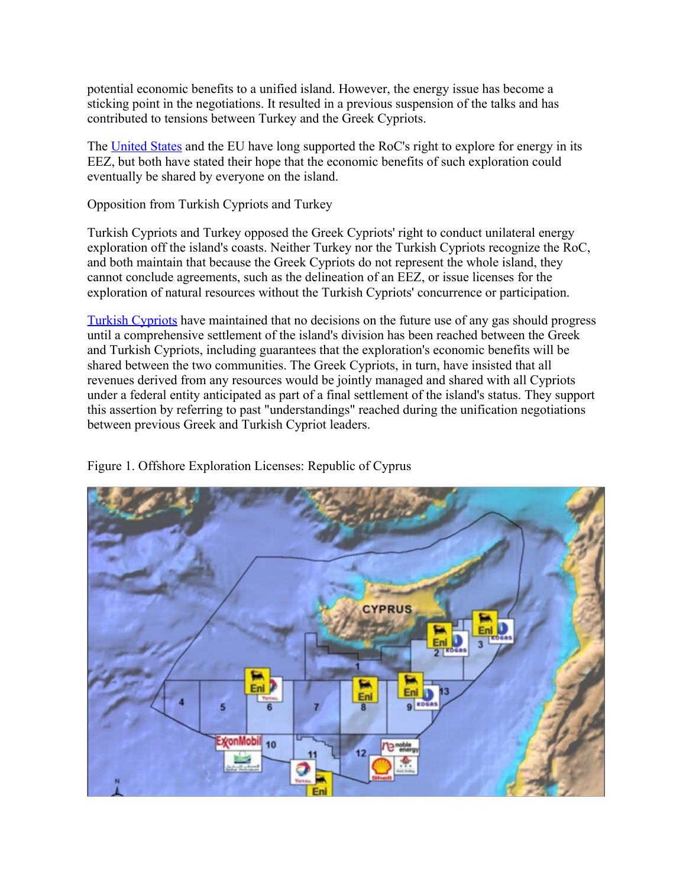potential economic benefits to a unified island. However, the energy issue has become a sticking point in the negotiations. It resulted in a previous suspension of the talks and has contributed to tensions between Turkey and the Greek Cypriots.

The United States and the EU have long supported the RoC's right to explore for energy in its EEZ, but both have stated their hope that the economic benefits of such exploration could eventually be shared by everyone on the island.

Opposition from Turkish Cypriots and Turkey

Turkish Cypriots and Turkey opposed the Greek Cypriots' right to conduct unilateral energy exploration off the island's coasts. Neither Turkey nor the Turkish Cypriots recognize the RoC, and both maintain that because the Greek Cypriots do not represent the whole island, they cannot conclude agreements, such as the delineation of an EEZ, or issue licenses for the exploration of natural resources without the Turkish Cypriots' concurrence or participation.

Turkish Cypriots have maintained that no decisions on the future use of any gas should progress until a comprehensive settlement of the island's division has been reached between the Greek and Turkish Cypriots, including guarantees that the exploration's economic benefits will be shared between the two communities. The Greek Cypriots, in turn, have insisted that all revenues derived from any resources would be jointly managed and shared with all Cypriots under a federal entity anticipated as part of a final settlement of the island's status. They support this assertion by referring to past "understandings" reached during the unification negotiations between previous Greek and Turkish Cypriot leaders.

Figure 1. Offshore Exploration Licenses: Republic of Cyprus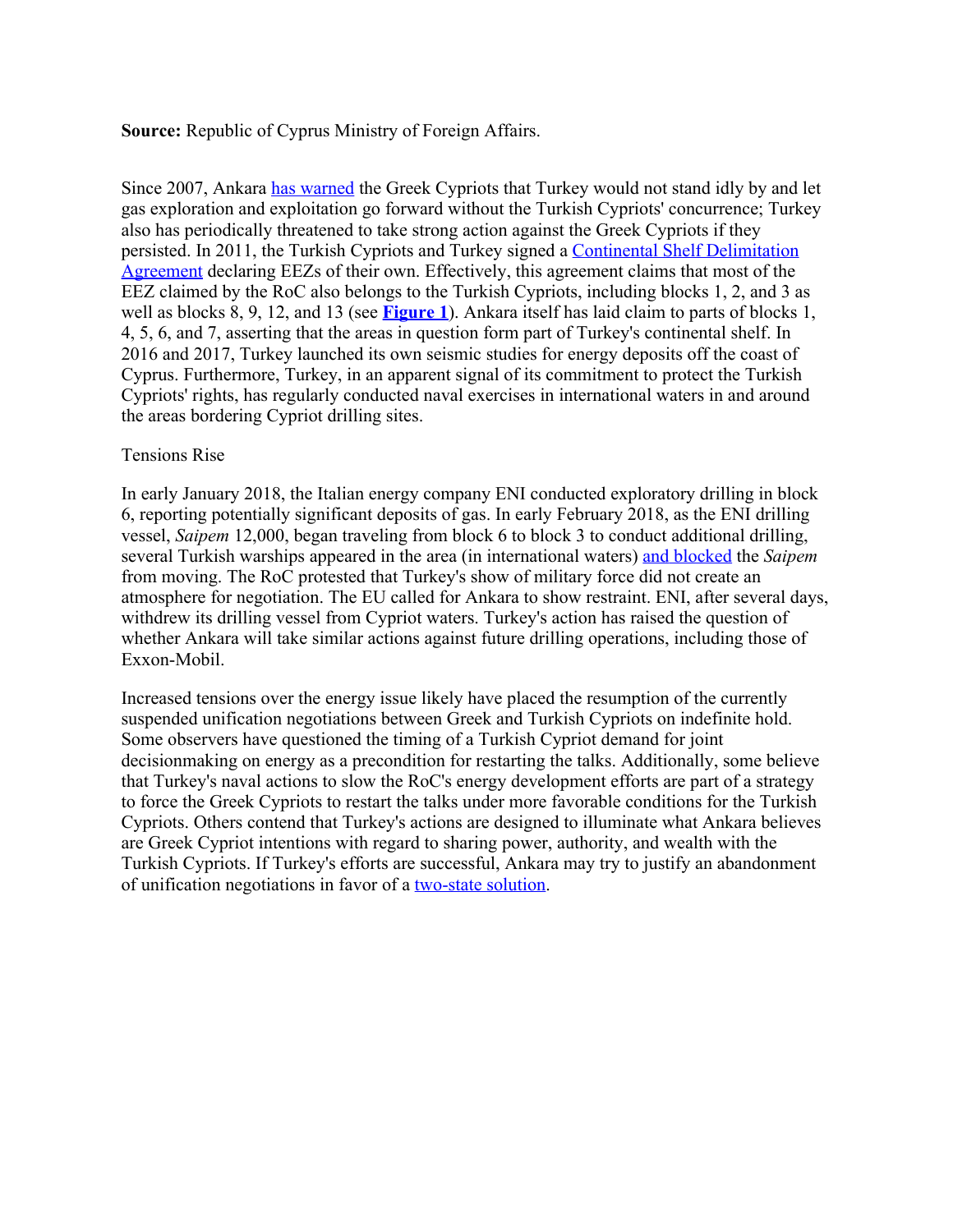**Source:** Republic of Cyprus Ministry of Foreign Affairs.

Since 2007, Ankara has warned the Greek Cypriots that Turkey would not stand idly by and let gas exploration and exploitation go forward without the Turkish Cypriots' concurrence; Turkey also has periodically threatened to take strong action against the Greek Cypriots if they persisted. In 2011, the Turkish Cypriots and Turkey signed a Continental Shelf Delimitation Agreement declaring EEZs of their own. Effectively, this agreement claims that most of the EEZ claimed by the RoC also belongs to the Turkish Cypriots, including blocks 1, 2, and 3 as well as blocks 8, 9, 12, and 13 (see **Figure 1**). Ankara itself has laid claim to parts of blocks 1, 4, 5, 6, and 7, asserting that the areas in question form part of Turkey's continental shelf. In 2016 and 2017, Turkey launched its own seismic studies for energy deposits off the coast of Cyprus. Furthermore, Turkey, in an apparent signal of its commitment to protect the Turkish Cypriots' rights, has regularly conducted naval exercises in international waters in and around the areas bordering Cypriot drilling sites.

Tensions Rise

In early January 2018, the Italian energy company ENI conducted exploratory drilling in block 6, reporting potentially significant deposits of gas. In early February 2018, as the ENI drilling vessel, *Saipem* 12,000, began traveling from block 6 to block 3 to conduct additional drilling, several Turkish warships appeared in the area (in international waters) and blocked the *Saipem* from moving. The RoC protested that Turkey's show of military force did not create an atmosphere for negotiation. The EU called for Ankara to show restraint. ENI, after several days, withdrew its drilling vessel from Cypriot waters. Turkey's action has raised the question of whether Ankara will take similar actions against future drilling operations, including those of Exxon-Mobil.

Increased tensions over the energy issue likely have placed the resumption of the currently suspended unification negotiations between Greek and Turkish Cypriots on indefinite hold. Some observers have questioned the timing of a Turkish Cypriot demand for joint decisionmaking on energy as a precondition for restarting the talks. Additionally, some believe that Turkey's naval actions to slow the RoC's energy development efforts are part of a strategy to force the Greek Cypriots to restart the talks under more favorable conditions for the Turkish Cypriots. Others contend that Turkey's actions are designed to illuminate what Ankara believes are Greek Cypriot intentions with regard to sharing power, authority, and wealth with the Turkish Cypriots. If Turkey's efforts are successful, Ankara may try to justify an abandonment of unification negotiations in favor of a two-state solution.